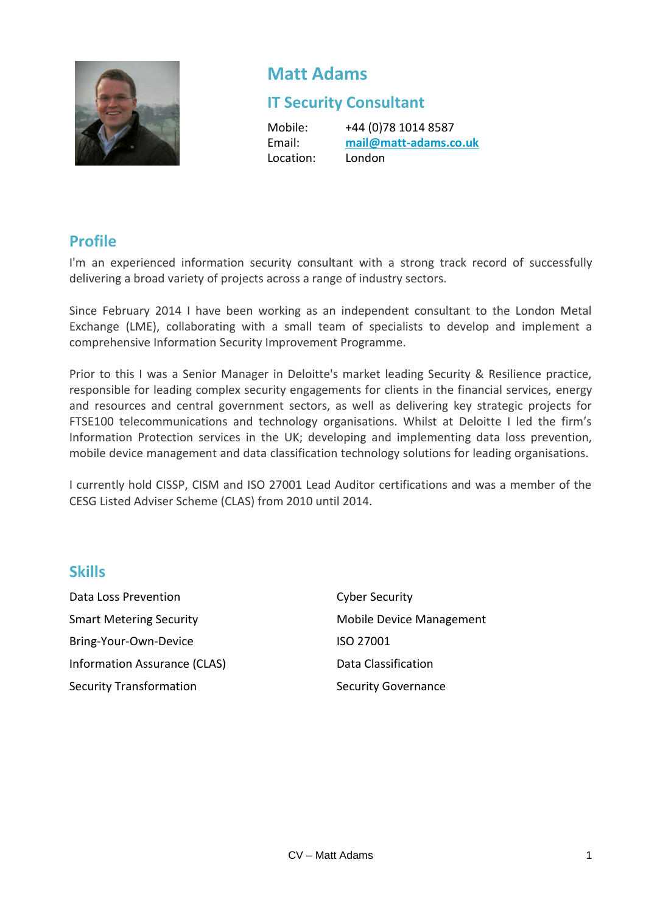# Matt Adams

## IT Security Consultant

Mobile: +44 (0)78 1014 8587
Email: mail@matt-adams.co.uk
Location: London

## Profile

I'm an experienced information security consultant with a strong track record of successfully delivering a broad variety of projects across a range of industry sectors.

Since February 2014 I have been working as an independent consultant to the London Metal Exchange (LME), collaborating with a small team of specialists to develop and implement a comprehensive Information Security Improvement Programme.

Prior to this I was a Senior Manager in Deloitte's market leading Security & Resilience practice, responsible for leading complex security engagements for clients in the financial services, energy and resources and central government sectors, as well as delivering key strategic projects for FTSE100 telecommunications and technology organisations. Whilst at Deloitte I led the firm's Information Protection services in the UK; developing and implementing data loss prevention, mobile device management and data classification technology solutions for leading organisations.

I currently hold CISSP, CISM and ISO 27001 Lead Auditor certifications and was a member of the CESG Listed Adviser Scheme (CLAS) from 2010 until 2014.

## Skills

- Data Loss Prevention
- Smart Metering Security
- Bring-Your-Own-Device
- Information Assurance (CLAS)
- Security Transformation
- Cyber Security
- Mobile Device Management
- ISO 27001
- Data Classification
- Security Governance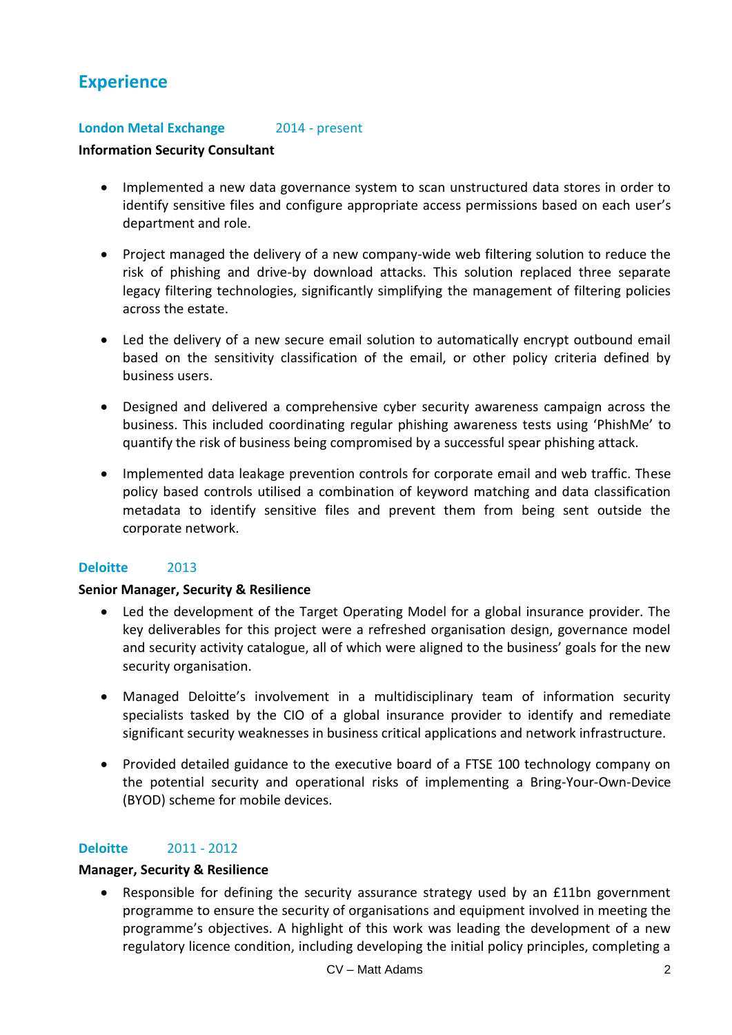## Experience

**London Metal Exchange** 2014 - present

**Information Security Consultant**

- Implemented a new data governance system to scan unstructured data stores in order to identify sensitive files and configure appropriate access permissions based on each user's department and role.

- Project managed the delivery of a new company-wide web filtering solution to reduce the risk of phishing and drive-by download attacks. This solution replaced three separate legacy filtering technologies, significantly simplifying the management of filtering policies across the estate.

- Led the delivery of a new secure email solution to automatically encrypt outbound email based on the sensitivity classification of the email, or other policy criteria defined by business users.

- Designed and delivered a comprehensive cyber security awareness campaign across the business. This included coordinating regular phishing awareness tests using 'PhishMe' to quantify the risk of business being compromised by a successful spear phishing attack.

- Implemented data leakage prevention controls for corporate email and web traffic. These policy based controls utilised a combination of keyword matching and data classification metadata to identify sensitive files and prevent them from being sent outside the corporate network.

**Deloitte** 2013

**Senior Manager, Security & Resilience**

- Led the development of the Target Operating Model for a global insurance provider. The key deliverables for this project were a refreshed organisation design, governance model and security activity catalogue, all of which were aligned to the business' goals for the new security organisation.

- Managed Deloitte's involvement in a multidisciplinary team of information security specialists tasked by the CIO of a global insurance provider to identify and remediate significant security weaknesses in business critical applications and network infrastructure.

- Provided detailed guidance to the executive board of a FTSE 100 technology company on the potential security and operational risks of implementing a Bring-Your-Own-Device (BYOD) scheme for mobile devices.

**Deloitte** 2011 - 2012

**Manager, Security & Resilience**

- Responsible for defining the security assurance strategy used by an £11bn government programme to ensure the security of organisations and equipment involved in meeting the programme's objectives. A highlight of this work was leading the development of a new regulatory licence condition, including developing the initial policy principles, completing a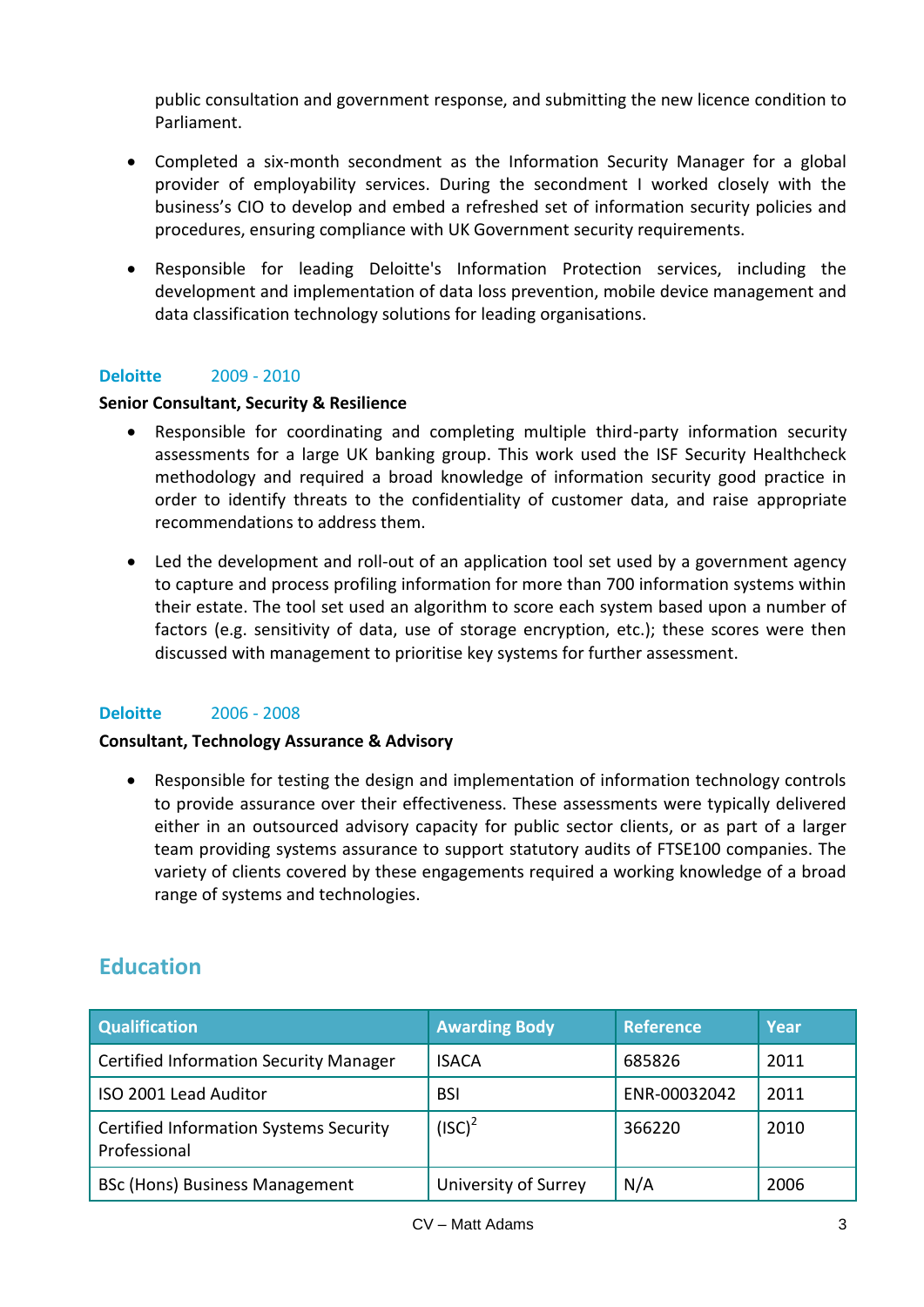public consultation and government response, and submitting the new licence condition to Parliament.

- Completed a six-month secondment as the Information Security Manager for a global provider of employability services. During the secondment I worked closely with the business's CIO to develop and embed a refreshed set of information security policies and procedures, ensuring compliance with UK Government security requirements.

- Responsible for leading Deloitte's Information Protection services, including the development and implementation of data loss prevention, mobile device management and data classification technology solutions for leading organisations.

**Deloitte** 2009 - 2010

**Senior Consultant, Security & Resilience**

- Responsible for coordinating and completing multiple third-party information security assessments for a large UK banking group. This work used the ISF Security Healthcheck methodology and required a broad knowledge of information security good practice in order to identify threats to the confidentiality of customer data, and raise appropriate recommendations to address them.

- Led the development and roll-out of an application tool set used by a government agency to capture and process profiling information for more than 700 information systems within their estate. The tool set used an algorithm to score each system based upon a number of factors (e.g. sensitivity of data, use of storage encryption, etc.); these scores were then discussed with management to prioritise key systems for further assessment.

**Deloitte** 2006 - 2008

**Consultant, Technology Assurance & Advisory**

- Responsible for testing the design and implementation of information technology controls to provide assurance over their effectiveness. These assessments were typically delivered either in an outsourced advisory capacity for public sector clients, or as part of a larger team providing systems assurance to support statutory audits of FTSE100 companies. The variety of clients covered by these engagements required a working knowledge of a broad range of systems and technologies.

## Education

| Qualification | Awarding Body | Reference | Year |
|---|---|---|---|
| Certified Information Security Manager | ISACA | 685826 | 2011 |
| ISO 2001 Lead Auditor | BSI | ENR-00032042 | 2011 |
| Certified Information Systems Security Professional | $(ISC)^2$ | 366220 | 2010 |
| BSc (Hons) Business Management | University of Surrey | N/A | 2006 |